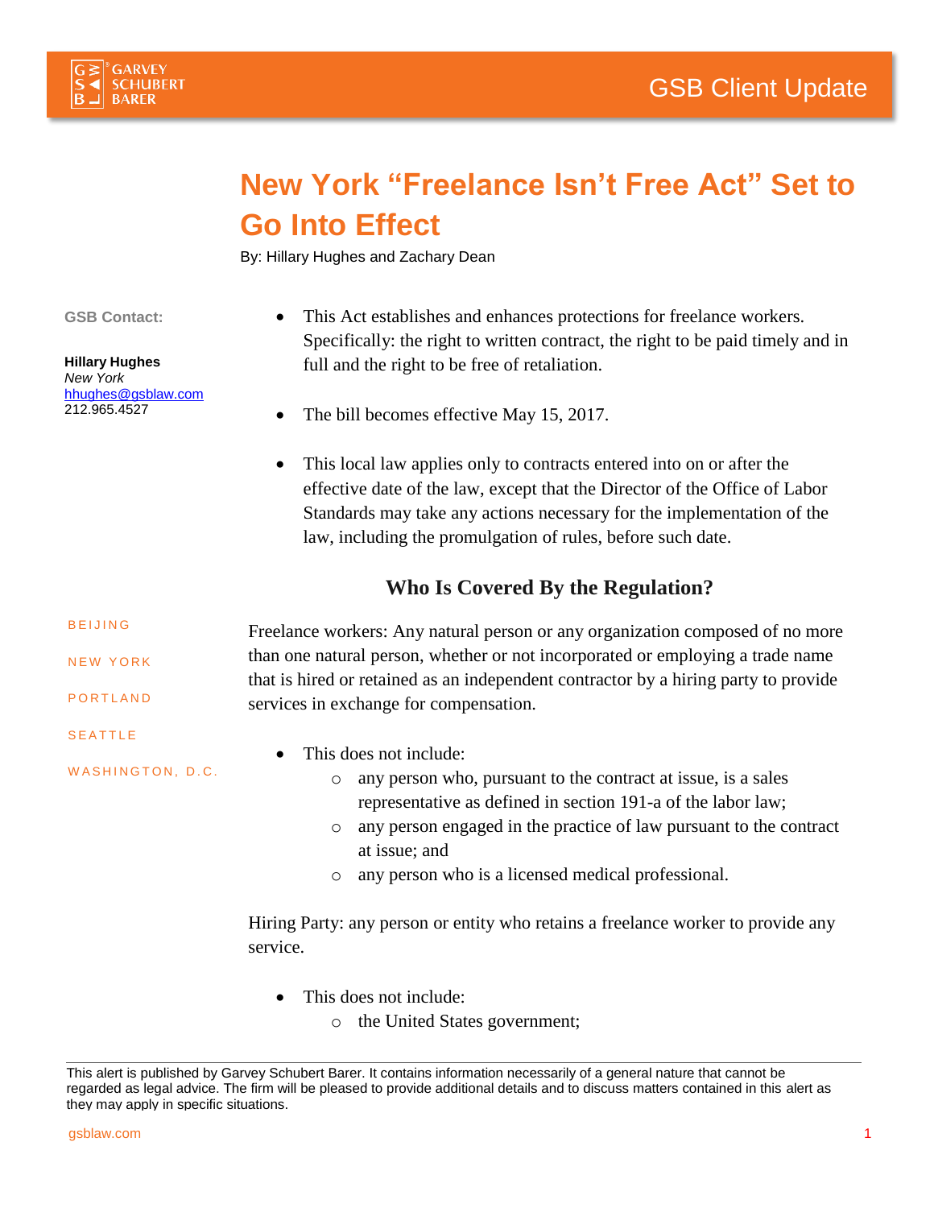# New York "Freelance Isn't Free Act" Set to Go Into Effect

By: Hillary Hughes and Zachary Dean

**GSB Contact:**

**Hillary Hughes**
*New York*
hhughes@gsblaw.com
212.965.4527

BEIJING

NEW YORK

PORTLAND

SEATTLE

WASHINGTON, D.C.

- This Act establishes and enhances protections for freelance workers. Specifically: the right to written contract, the right to be paid timely and in full and the right to be free of retaliation.
- The bill becomes effective May 15, 2017.
- This local law applies only to contracts entered into on or after the effective date of the law, except that the Director of the Office of Labor Standards may take any actions necessary for the implementation of the law, including the promulgation of rules, before such date.

## Who Is Covered By the Regulation?

Freelance workers: Any natural person or any organization composed of no more than one natural person, whether or not incorporated or employing a trade name that is hired or retained as an independent contractor by a hiring party to provide services in exchange for compensation.

- This does not include:
  - any person who, pursuant to the contract at issue, is a sales representative as defined in section 191-a of the labor law;
  - any person engaged in the practice of law pursuant to the contract at issue; and
  - any person who is a licensed medical professional.

Hiring Party: any person or entity who retains a freelance worker to provide any service.

- This does not include:
  - the United States government;

This alert is published by Garvey Schubert Barer. It contains information necessarily of a general nature that cannot be regarded as legal advice. The firm will be pleased to provide additional details and to discuss matters contained in this alert as they may apply in specific situations.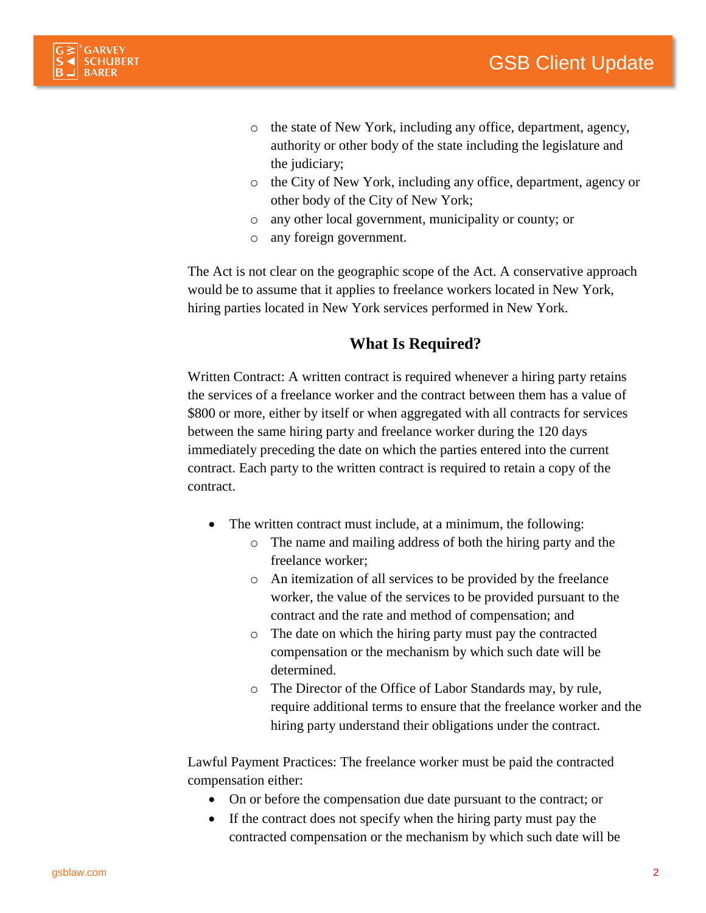- the state of New York, including any office, department, agency, authority or other body of the state including the legislature and the judiciary;
- the City of New York, including any office, department, agency or other body of the City of New York;
- any other local government, municipality or county; or
- any foreign government.

The Act is not clear on the geographic scope of the Act. A conservative approach would be to assume that it applies to freelance workers located in New York, hiring parties located in New York services performed in New York.

## What Is Required?

Written Contract: A written contract is required whenever a hiring party retains the services of a freelance worker and the contract between them has a value of $800 or more, either by itself or when aggregated with all contracts for services between the same hiring party and freelance worker during the 120 days immediately preceding the date on which the parties entered into the current contract. Each party to the written contract is required to retain a copy of the contract.

- The written contract must include, at a minimum, the following:
  - The name and mailing address of both the hiring party and the freelance worker;
  - An itemization of all services to be provided by the freelance worker, the value of the services to be provided pursuant to the contract and the rate and method of compensation; and
  - The date on which the hiring party must pay the contracted compensation or the mechanism by which such date will be determined.
  - The Director of the Office of Labor Standards may, by rule, require additional terms to ensure that the freelance worker and the hiring party understand their obligations under the contract.

Lawful Payment Practices: The freelance worker must be paid the contracted compensation either:

- On or before the compensation due date pursuant to the contract; or
- If the contract does not specify when the hiring party must pay the contracted compensation or the mechanism by which such date will be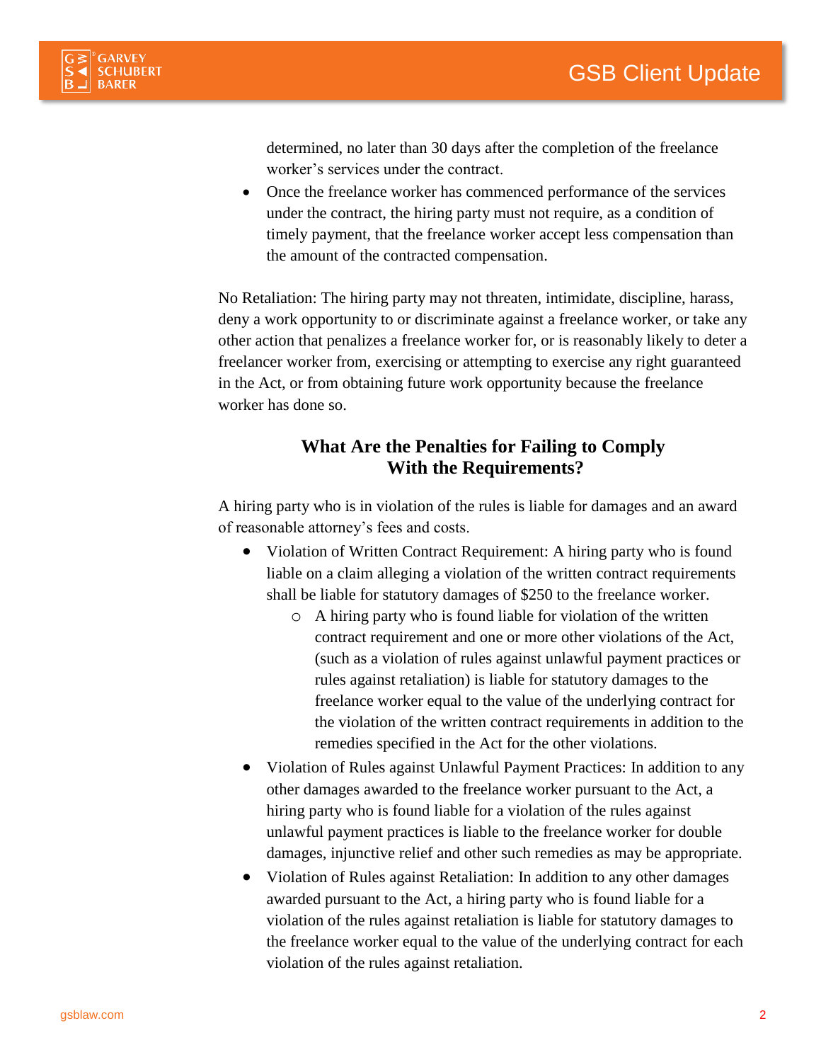determined, no later than 30 days after the completion of the freelance worker's services under the contract.

- Once the freelance worker has commenced performance of the services under the contract, the hiring party must not require, as a condition of timely payment, that the freelance worker accept less compensation than the amount of the contracted compensation.

No Retaliation: The hiring party may not threaten, intimidate, discipline, harass, deny a work opportunity to or discriminate against a freelance worker, or take any other action that penalizes a freelance worker for, or is reasonably likely to deter a freelancer worker from, exercising or attempting to exercise any right guaranteed in the Act, or from obtaining future work opportunity because the freelance worker has done so.

## What Are the Penalties for Failing to Comply With the Requirements?

A hiring party who is in violation of the rules is liable for damages and an award of reasonable attorney's fees and costs.

- Violation of Written Contract Requirement: A hiring party who is found liable on a claim alleging a violation of the written contract requirements shall be liable for statutory damages of $250 to the freelance worker.
  - A hiring party who is found liable for violation of the written contract requirement and one or more other violations of the Act, (such as a violation of rules against unlawful payment practices or rules against retaliation) is liable for statutory damages to the freelance worker equal to the value of the underlying contract for the violation of the written contract requirements in addition to the remedies specified in the Act for the other violations.
- Violation of Rules against Unlawful Payment Practices: In addition to any other damages awarded to the freelance worker pursuant to the Act, a hiring party who is found liable for a violation of the rules against unlawful payment practices is liable to the freelance worker for double damages, injunctive relief and other such remedies as may be appropriate.
- Violation of Rules against Retaliation: In addition to any other damages awarded pursuant to the Act, a hiring party who is found liable for a violation of the rules against retaliation is liable for statutory damages to the freelance worker equal to the value of the underlying contract for each violation of the rules against retaliation.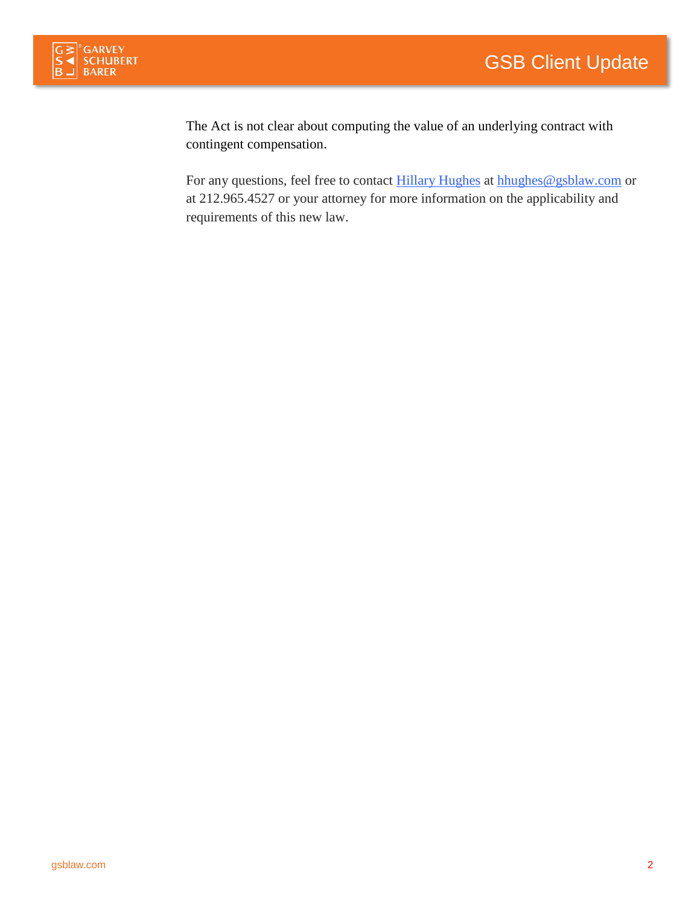The Act is not clear about computing the value of an underlying contract with contingent compensation.

For any questions, feel free to contact [Hillary Hughes](#) at [hhughes@gsblaw.com](mailto:hhughes@gsblaw.com) or at 212.965.4527 or your attorney for more information on the applicability and requirements of this new law.